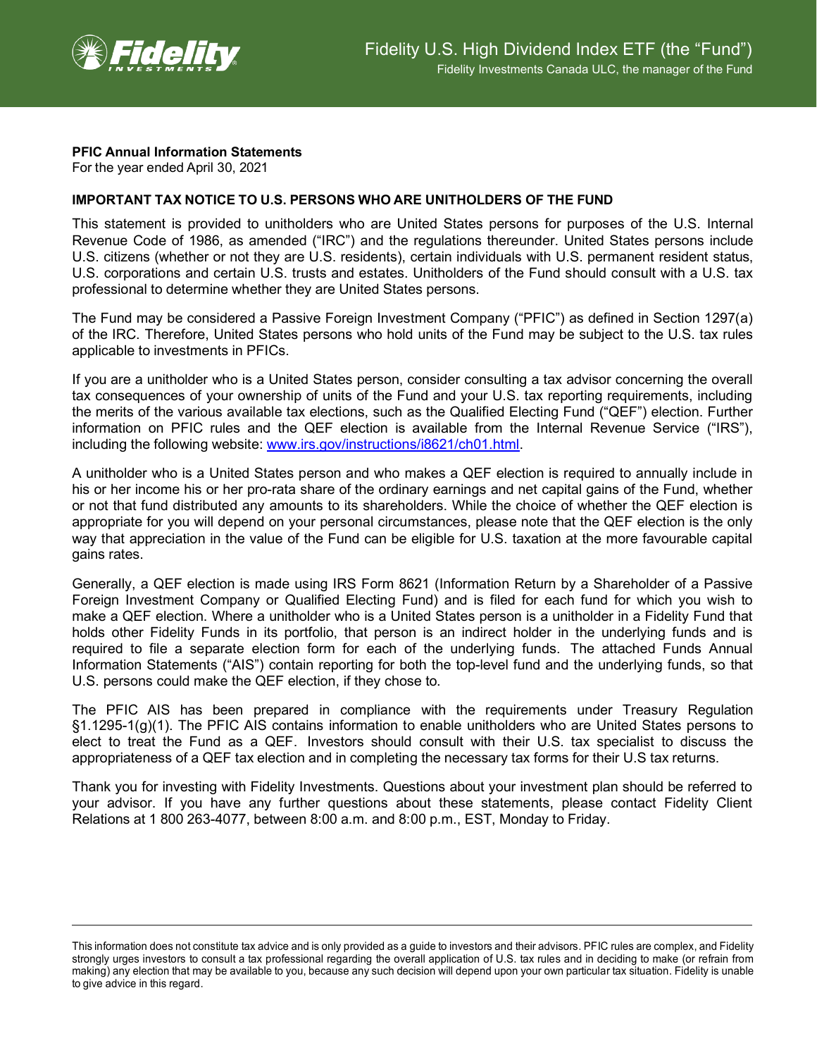# Fidelity U.S. High Dividend Index ETF (the "Fund")

Fidelity Investments Canada ULC, the manager of the Fund

**PFIC Annual Information Statements**
For the year ended April 30, 2021

**IMPORTANT TAX NOTICE TO U.S. PERSONS WHO ARE UNITHOLDERS OF THE FUND**

This statement is provided to unitholders who are United States persons for purposes of the U.S. Internal Revenue Code of 1986, as amended ("IRC") and the regulations thereunder. United States persons include U.S. citizens (whether or not they are U.S. residents), certain individuals with U.S. permanent resident status, U.S. corporations and certain U.S. trusts and estates. Unitholders of the Fund should consult with a U.S. tax professional to determine whether they are United States persons.

The Fund may be considered a Passive Foreign Investment Company ("PFIC") as defined in Section 1297(a) of the IRC. Therefore, United States persons who hold units of the Fund may be subject to the U.S. tax rules applicable to investments in PFICs.

If you are a unitholder who is a United States person, consider consulting a tax advisor concerning the overall tax consequences of your ownership of units of the Fund and your U.S. tax reporting requirements, including the merits of the various available tax elections, such as the Qualified Electing Fund ("QEF") election. Further information on PFIC rules and the QEF election is available from the Internal Revenue Service ("IRS"), including the following website: [www.irs.gov/instructions/i8621/ch01.html](www.irs.gov/instructions/i8621/ch01.html).

A unitholder who is a United States person and who makes a QEF election is required to annually include in his or her income his or her pro-rata share of the ordinary earnings and net capital gains of the Fund, whether or not that fund distributed any amounts to its shareholders. While the choice of whether the QEF election is appropriate for you will depend on your personal circumstances, please note that the QEF election is the only way that appreciation in the value of the Fund can be eligible for U.S. taxation at the more favourable capital gains rates.

Generally, a QEF election is made using IRS Form 8621 (Information Return by a Shareholder of a Passive Foreign Investment Company or Qualified Electing Fund) and is filed for each fund for which you wish to make a QEF election. Where a unitholder who is a United States person is a unitholder in a Fidelity Fund that holds other Fidelity Funds in its portfolio, that person is an indirect holder in the underlying funds and is required to file a separate election form for each of the underlying funds. The attached Funds Annual Information Statements ("AIS") contain reporting for both the top-level fund and the underlying funds, so that U.S. persons could make the QEF election, if they chose to.

The PFIC AIS has been prepared in compliance with the requirements under Treasury Regulation §1.1295-1(g)(1). The PFIC AIS contains information to enable unitholders who are United States persons to elect to treat the Fund as a QEF. Investors should consult with their U.S. tax specialist to discuss the appropriateness of a QEF tax election and in completing the necessary tax forms for their U.S tax returns.

Thank you for investing with Fidelity Investments. Questions about your investment plan should be referred to your advisor. If you have any further questions about these statements, please contact Fidelity Client Relations at 1 800 263-4077, between 8:00 a.m. and 8:00 p.m., EST, Monday to Friday.

---

This information does not constitute tax advice and is only provided as a guide to investors and their advisors. PFIC rules are complex, and Fidelity strongly urges investors to consult a tax professional regarding the overall application of U.S. tax rules and in deciding to make (or refrain from making) any election that may be available to you, because any such decision will depend upon your own particular tax situation. Fidelity is unable to give advice in this regard.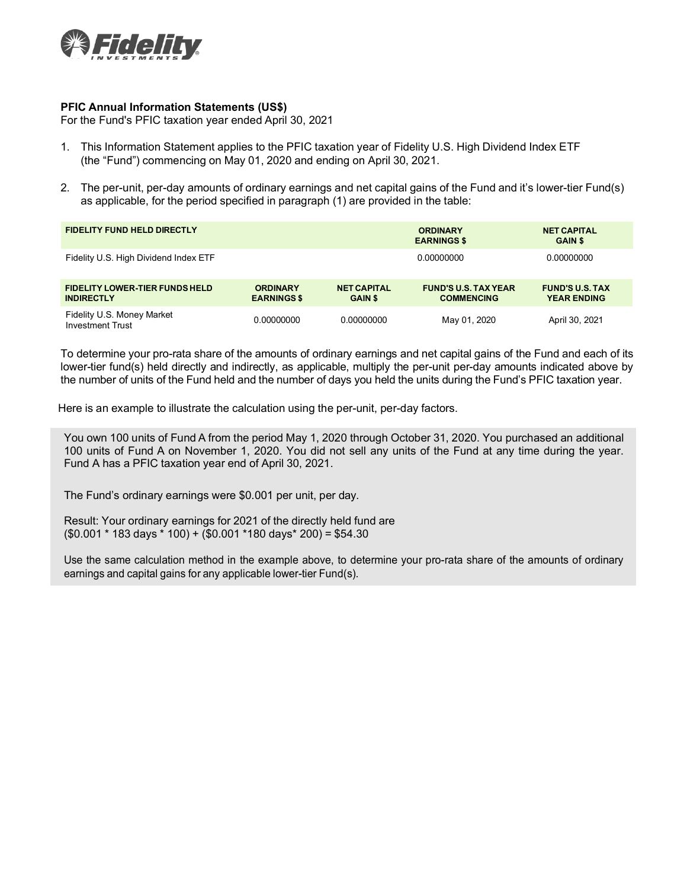**PFIC Annual Information Statements (US$)**
For the Fund's PFIC taxation year ended April 30, 2021

1. This Information Statement applies to the PFIC taxation year of Fidelity U.S. High Dividend Index ETF (the “Fund”) commencing on May 01, 2020 and ending on April 30, 2021.

2. The per-unit, per-day amounts of ordinary earnings and net capital gains of the Fund and it’s lower-tier Fund(s) as applicable, for the period specified in paragraph (1) are provided in the table:

| FIDELITY FUND HELD DIRECTLY | ORDINARY EARNINGS $ | NET CAPITAL GAIN $ |
|---|---|---|
| Fidelity U.S. High Dividend Index ETF | 0.00000000 | 0.00000000 |

| FIDELITY LOWER-TIER FUNDS HELD INDIRECTLY | ORDINARY EARNINGS $ | NET CAPITAL GAIN $ | FUND'S U.S. TAX YEAR COMMENCING | FUND'S U.S. TAX YEAR ENDING |
|---|---|---|---|---|
| Fidelity U.S. Money Market Investment Trust | 0.00000000 | 0.00000000 | May 01, 2020 | April 30, 2021 |

To determine your pro-rata share of the amounts of ordinary earnings and net capital gains of the Fund and each of its lower-tier fund(s) held directly and indirectly, as applicable, multiply the per-unit per-day amounts indicated above by the number of units of the Fund held and the number of days you held the units during the Fund’s PFIC taxation year.

Here is an example to illustrate the calculation using the per-unit, per-day factors.

You own 100 units of Fund A from the period May 1, 2020 through October 31, 2020. You purchased an additional 100 units of Fund A on November 1, 2020. You did not sell any units of the Fund at any time during the year. Fund A has a PFIC taxation year end of April 30, 2021.

The Fund’s ordinary earnings were $0.001 per unit, per day.

Result: Your ordinary earnings for 2021 of the directly held fund are
($0.001 * 183 days * 100) + ($0.001 *180 days* 200) = $54.30

Use the same calculation method in the example above, to determine your pro-rata share of the amounts of ordinary earnings and capital gains for any applicable lower-tier Fund(s).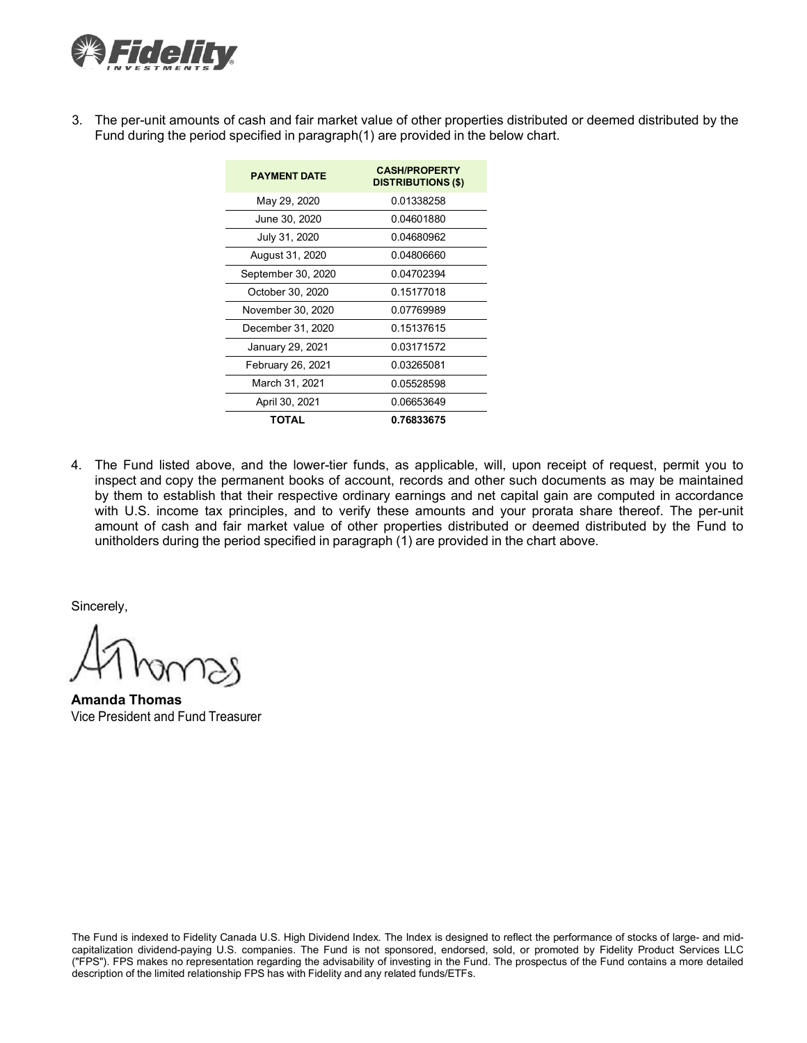3. The per-unit amounts of cash and fair market value of other properties distributed or deemed distributed by the Fund during the period specified in paragraph(1) are provided in the below chart.

| PAYMENT DATE | CASH/PROPERTY DISTRIBUTIONS ($) |
|---|---|
| May 29, 2020 | 0.01338258 |
| June 30, 2020 | 0.04601880 |
| July 31, 2020 | 0.04680962 |
| August 31, 2020 | 0.04806660 |
| September 30, 2020 | 0.04702394 |
| October 30, 2020 | 0.15177018 |
| November 30, 2020 | 0.07769989 |
| December 31, 2020 | 0.15137615 |
| January 29, 2021 | 0.03171572 |
| February 26, 2021 | 0.03265081 |
| March 31, 2021 | 0.05528598 |
| April 30, 2021 | 0.06653649 |
| **TOTAL** | **0.76833675** |

4. The Fund listed above, and the lower-tier funds, as applicable, will, upon receipt of request, permit you to inspect and copy the permanent books of account, records and other such documents as may be maintained by them to establish that their respective ordinary earnings and net capital gain are computed in accordance with U.S. income tax principles, and to verify these amounts and your prorata share thereof. The per-unit amount of cash and fair market value of other properties distributed or deemed distributed by the Fund to unitholders during the period specified in paragraph (1) are provided in the chart above.

Sincerely,

**Amanda Thomas**
Vice President and Fund Treasurer

The Fund is indexed to Fidelity Canada U.S. High Dividend Index. The Index is designed to reflect the performance of stocks of large- and mid-capitalization dividend-paying U.S. companies. The Fund is not sponsored, endorsed, sold, or promoted by Fidelity Product Services LLC ("FPS"). FPS makes no representation regarding the advisability of investing in the Fund. The prospectus of the Fund contains a more detailed description of the limited relationship FPS has with Fidelity and any related funds/ETFs.